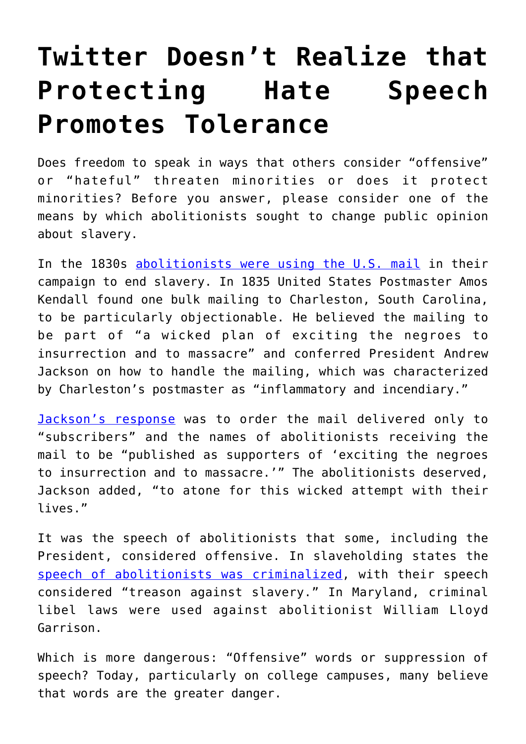# Twitter Doesn’t Realize that Protecting Hate Speech Promotes Tolerance

Does freedom to speak in ways that others consider “offensive” or “hateful” threaten minorities or does it protect minorities? Before you answer, please consider one of the means by which abolitionists sought to change public opinion about slavery.

In the 1830s abolitionists were using the U.S. mail in their campaign to end slavery. In 1835 United States Postmaster Amos Kendall found one bulk mailing to Charleston, South Carolina, to be particularly objectionable. He believed the mailing to be part of “a wicked plan of exciting the negroes to insurrection and to massacre” and conferred President Andrew Jackson on how to handle the mailing, which was characterized by Charleston’s postmaster as “inflammatory and incendiary.”

Jackson’s response was to order the mail delivered only to “subscribers” and the names of abolitionists receiving the mail to be “published as supporters of ‘exciting the negroes to insurrection and to massacre.’” The abolitionists deserved, Jackson added, “to atone for this wicked attempt with their lives.”

It was the speech of abolitionists that some, including the President, considered offensive. In slaveholding states the speech of abolitionists was criminalized, with their speech considered “treason against slavery.” In Maryland, criminal libel laws were used against abolitionist William Lloyd Garrison.

Which is more dangerous: “Offensive” words or suppression of speech? Today, particularly on college campuses, many believe that words are the greater danger.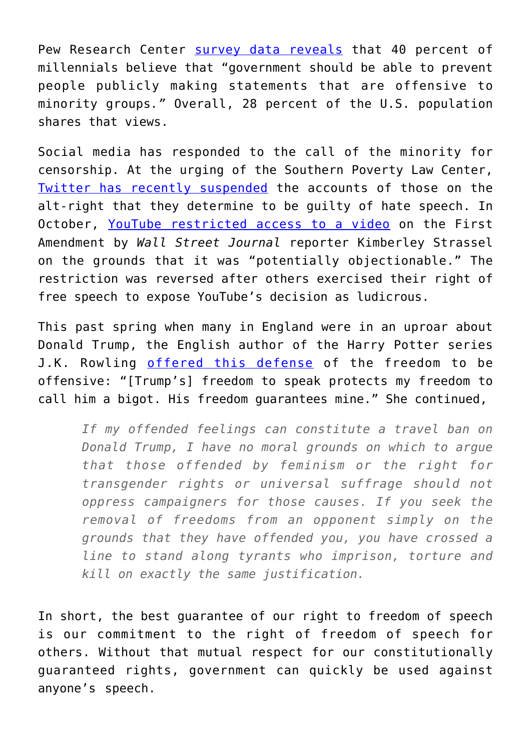Pew Research Center survey data reveals that 40 percent of millennials believe that "government should be able to prevent people publicly making statements that are offensive to minority groups." Overall, 28 percent of the U.S. population shares that views.

Social media has responded to the call of the minority for censorship. At the urging of the Southern Poverty Law Center, Twitter has recently suspended the accounts of those on the alt-right that they determine to be guilty of hate speech. In October, YouTube restricted access to a video on the First Amendment by *Wall Street Journal* reporter Kimberley Strassel on the grounds that it was "potentially objectionable." The restriction was reversed after others exercised their right of free speech to expose YouTube's decision as ludicrous.

This past spring when many in England were in an uproar about Donald Trump, the English author of the Harry Potter series J.K. Rowling offered this defense of the freedom to be offensive: "[Trump's] freedom to speak protects my freedom to call him a bigot. His freedom guarantees mine." She continued,

> *If my offended feelings can constitute a travel ban on Donald Trump, I have no moral grounds on which to argue that those offended by feminism or the right for transgender rights or universal suffrage should not oppress campaigners for those causes. If you seek the removal of freedoms from an opponent simply on the grounds that they have offended you, you have crossed a line to stand along tyrants who imprison, torture and kill on exactly the same justification.*

In short, the best guarantee of our right to freedom of speech is our commitment to the right of freedom of speech for others. Without that mutual respect for our constitutionally guaranteed rights, government can quickly be used against anyone's speech.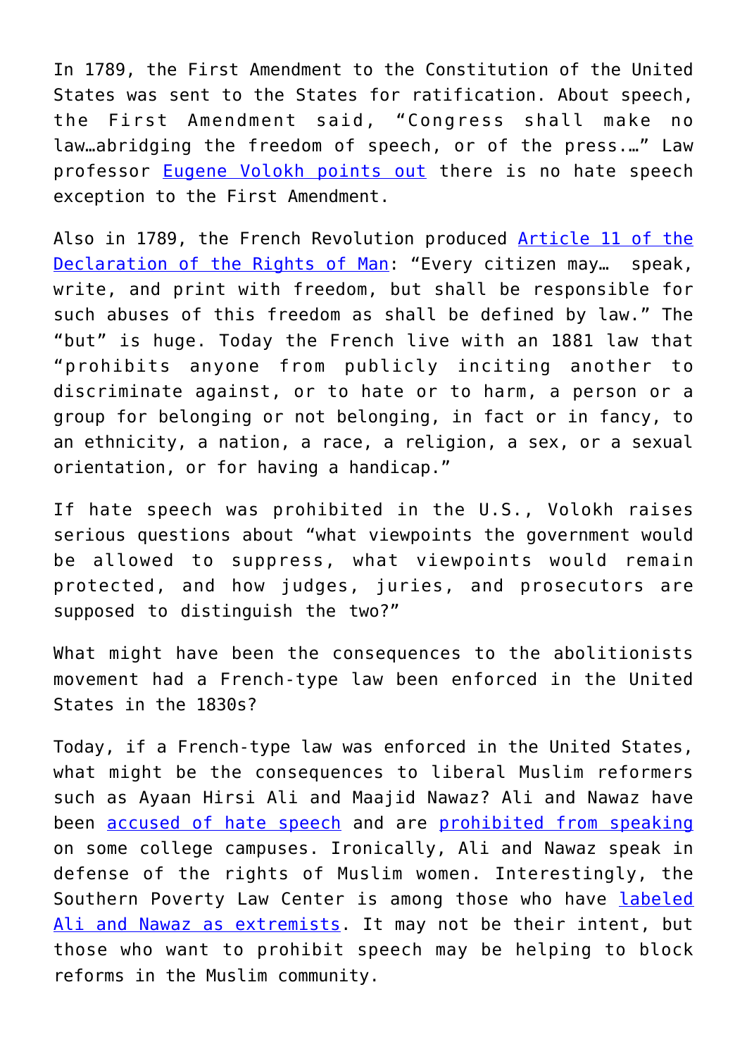In 1789, the First Amendment to the Constitution of the United States was sent to the States for ratification. About speech, the First Amendment said, “Congress shall make no law…abridging the freedom of speech, or of the press.…” Law professor Eugene Volokh points out there is no hate speech exception to the First Amendment.

Also in 1789, the French Revolution produced Article 11 of the Declaration of the Rights of Man: “Every citizen may… speak, write, and print with freedom, but shall be responsible for such abuses of this freedom as shall be defined by law.” The “but” is huge. Today the French live with an 1881 law that “prohibits anyone from publicly inciting another to discriminate against, or to hate or to harm, a person or a group for belonging or not belonging, in fact or in fancy, to an ethnicity, a nation, a race, a religion, a sex, or a sexual orientation, or for having a handicap.”

If hate speech was prohibited in the U.S., Volokh raises serious questions about “what viewpoints the government would be allowed to suppress, what viewpoints would remain protected, and how judges, juries, and prosecutors are supposed to distinguish the two?”

What might have been the consequences to the abolitionists movement had a French-type law been enforced in the United States in the 1830s?

Today, if a French-type law was enforced in the United States, what might be the consequences to liberal Muslim reformers such as Ayaan Hirsi Ali and Maajid Nawaz? Ali and Nawaz have been accused of hate speech and are prohibited from speaking on some college campuses. Ironically, Ali and Nawaz speak in defense of the rights of Muslim women. Interestingly, the Southern Poverty Law Center is among those who have labeled Ali and Nawaz as extremists. It may not be their intent, but those who want to prohibit speech may be helping to block reforms in the Muslim community.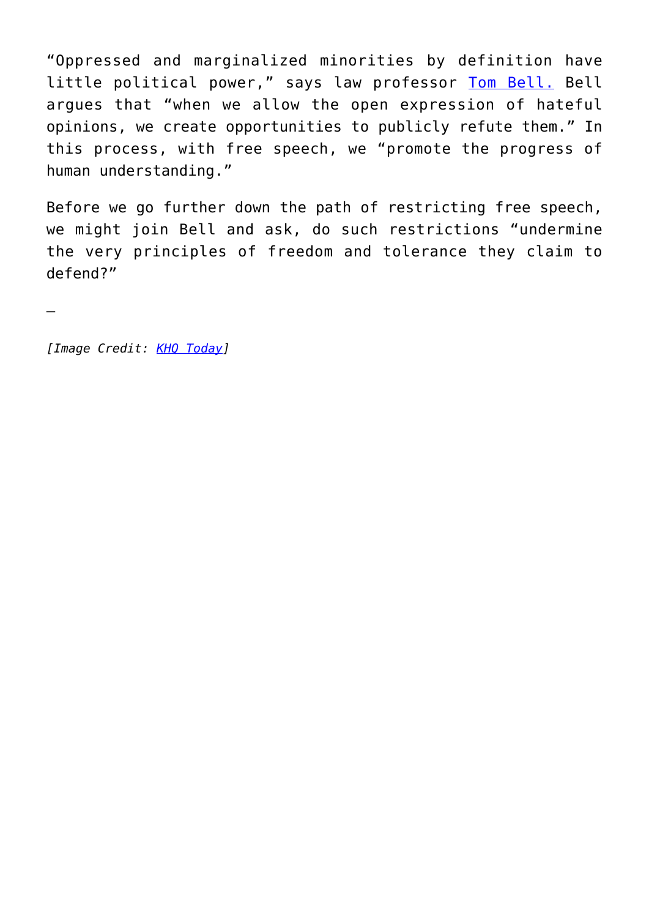"Oppressed and marginalized minorities by definition have little political power," says law professor [Tom Bell.] Bell argues that "when we allow the open expression of hateful opinions, we create opportunities to publicly refute them." In this process, with free speech, we "promote the progress of human understanding."

Before we go further down the path of restricting free speech, we might join Bell and ask, do such restrictions "undermine the very principles of freedom and tolerance they claim to defend?"

—

*[Image Credit: [KHQ Today]]*